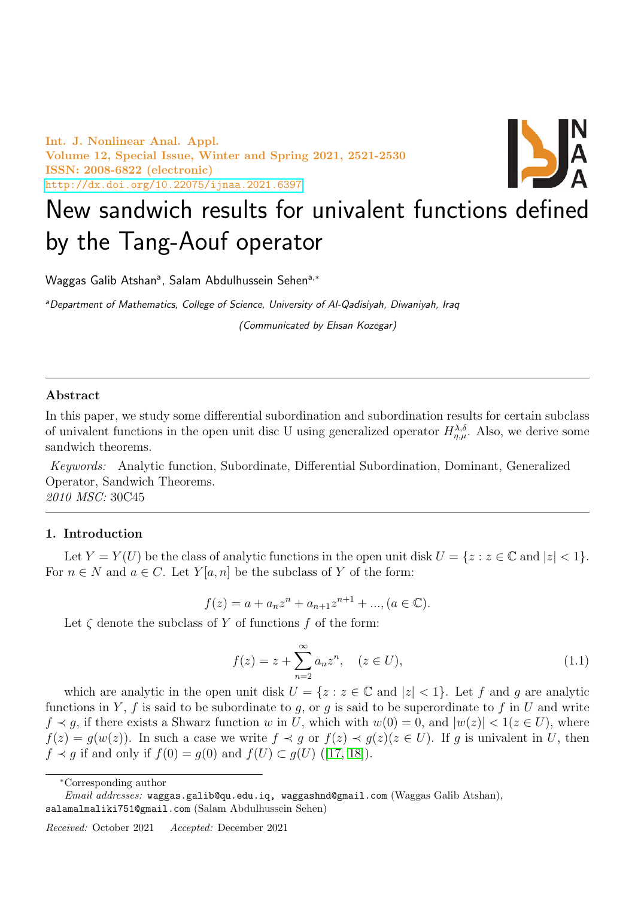# New sandwich results for univalent functions defined by the Tang-Aouf operator

Waggas Galib Atshan[a], Salam Abdulhussein Sehen[a,*]

[a]*Department of Mathematics, College of Science, University of Al-Qadisiyah, Diwaniyah, Iraq*

*(Communicated by Ehsan Kozegar)*

---

**Abstract**

In this paper, we study some differential subordination and subordination results for certain subclass of univalent functions in the open unit disc U using generalized operator $H^{\lambda,\delta}_{\eta,\mu}$. Also, we derive some sandwich theorems.

*Keywords:* Analytic function, Subordinate, Differential Subordination, Dominant, Generalized Operator, Sandwich Theorems.

*2010 MSC:* 30C45

---

## 1. Introduction

Let $Y = Y(U)$ be the class of analytic functions in the open unit disk $U = \{z : z \in \mathbb{C} \text{ and } |z| < 1\}$. For $n \in N$ and $a \in C$. Let $Y[a, n]$ be the subclass of $Y$ of the form:

$$f(z) = a + a_n z^n + a_{n+1} z^{n+1} + ..., (a \in \mathbb{C}).$$

Let $\zeta$ denote the subclass of $Y$ of functions $f$ of the form:

$$f(z) = z + \sum_{n=2}^{\infty} a_n z^n, \quad (z \in U), \tag{1.1}$$

which are analytic in the open unit disk $U = \{z : z \in \mathbb{C} \text{ and } |z| < 1\}$. Let $f$ and $g$ are analytic functions in $Y$, $f$ is said to be subordinate to $g$, or $g$ is said to be superordinate to $f$ in $U$ and write $f \prec g$, if there exists a Shwarz function $w$ in $U$, which with $w(0) = 0$, and $|w(z)| < 1 (z \in U)$, where $f(z) = g(w(z))$. In such a case we write $f \prec g$ or $f(z) \prec g(z) (z \in U)$. If $g$ is univalent in $U$, then $f \prec g$ if and only if $f(0) = g(0)$ and $f(U) \subset g(U)$ ([17, 18]).

---

*Corresponding author

*Email addresses:* waggas.galib@qu.edu.iq, waggashnd@gmail.com (Waggas Galib Atshan), salamalmaliki751@gmail.com (Salam Abdulhussein Sehen)

*Received:* October 2021 *Accepted:* December 2021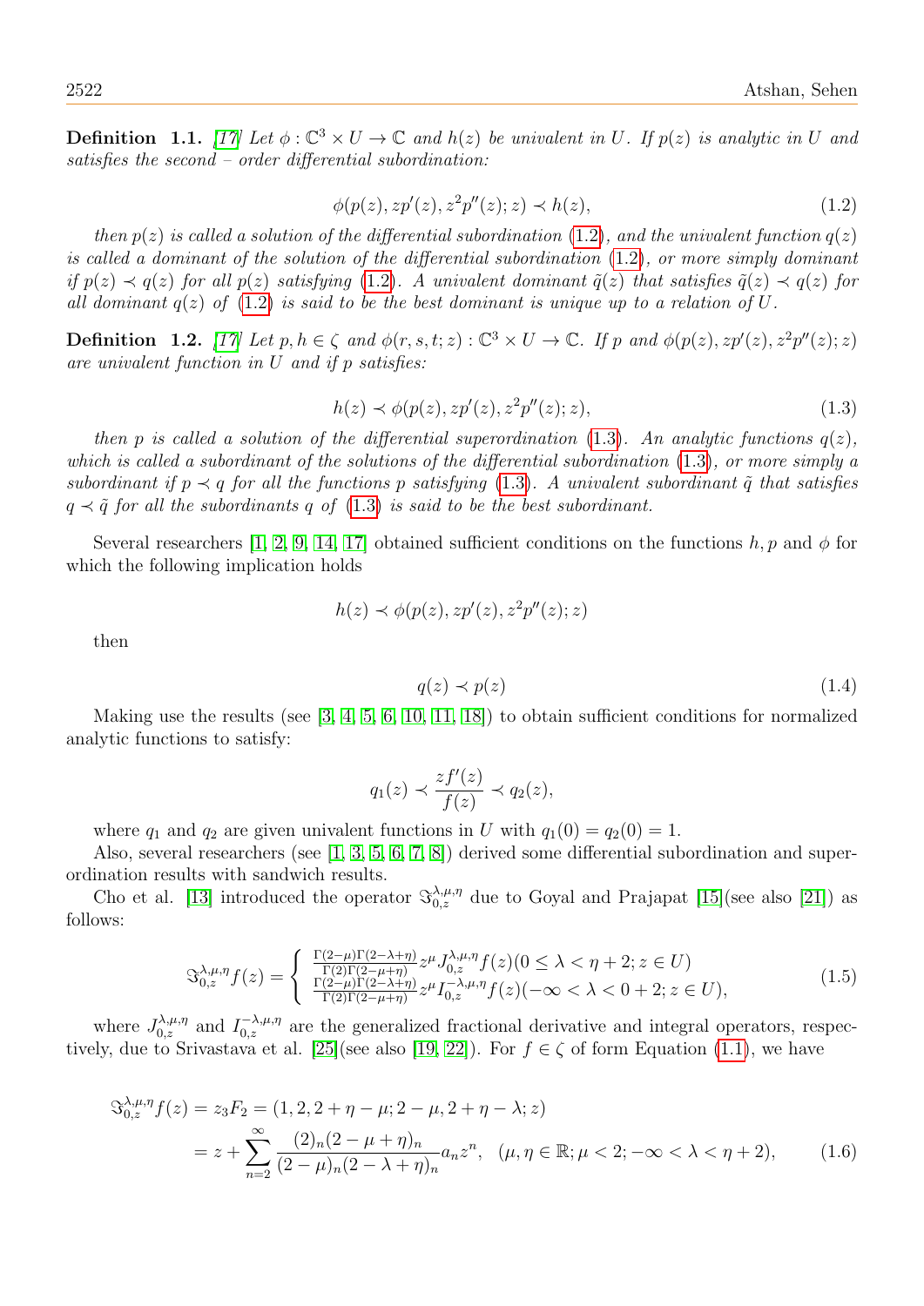**Definition 1.1.** [17] *Let $\phi : \mathbb{C}^3 \times U \to \mathbb{C}$ and $h(z)$ be univalent in $U$. If $p(z)$ is analytic in $U$ and satisfies the second – order differential subordination:*

$$\phi(p(z), zp'(z), z^2p''(z); z) \prec h(z), \tag{1.2}$$

*then $p(z)$ is called a solution of the differential subordination (1.2), and the univalent function $q(z)$ is called a dominant of the solution of the differential subordination (1.2), or more simply dominant if $p(z) \prec q(z)$ for all $p(z)$ satisfying (1.2). A univalent dominant $\tilde{q}(z)$ that satisfies $\tilde{q}(z) \prec q(z)$ for all dominant $q(z)$ of (1.2) is said to be the best dominant is unique up to a relation of $U$.*

**Definition 1.2.** [17] *Let $p, h \in \zeta$ and $\phi(r, s, t; z) : \mathbb{C}^3 \times U \to \mathbb{C}$. If $p$ and $\phi(p(z), zp'(z), z^2p''(z); z)$ are univalent function in $U$ and if $p$ satisfies:*

$$h(z) \prec \phi(p(z), zp'(z), z^2p''(z); z), \tag{1.3}$$

*then $p$ is called a solution of the differential superordination (1.3). An analytic functions $q(z)$, which is called a subordinant of the solutions of the differential subordination (1.3), or more simply a subordinant if $p \prec q$ for all the functions $p$ satisfying (1.3). A univalent subordinant $\tilde{q}$ that satisfies $q \prec \tilde{q}$ for all the subordinants $q$ of (1.3) is said to be the best subordinant.*

Several researchers [1, 2, 9, 14, 17] obtained sufficient conditions on the functions $h, p$ and $\phi$ for which the following implication holds

$$h(z) \prec \phi(p(z), zp'(z), z^2p''(z); z)$$

then

$$q(z) \prec p(z) \tag{1.4}$$

Making use the results (see [3, 4, 5, 6, 10, 11, 18]) to obtain sufficient conditions for normalized analytic functions to satisfy:

$$q_1(z) \prec \frac{zf'(z)}{f(z)} \prec q_2(z),$$

where $q_1$ and $q_2$ are given univalent functions in $U$ with $q_1(0) = q_2(0) = 1$.

Also, several researchers (see [1, 3, 5, 6, 7, 8]) derived some differential subordination and superordination results with sandwich results.

Cho et al. [13] introduced the operator $\Im_{0,z}^{\lambda,\mu,\eta}$ due to Goyal and Prajapat [15](see also [21]) as follows:

$$\Im_{0,z}^{\lambda,\mu,\eta} f(z) = \begin{cases} \frac{\Gamma(2-\mu)\Gamma(2-\lambda+\eta)}{\Gamma(2)\Gamma(2-\mu+\eta)} z^{\mu} J_{0,z}^{\lambda,\mu,\eta} f(z) (0 \leq \lambda < \eta + 2; z \in U) \\ \frac{\Gamma(2-\mu)\Gamma(2-\lambda+\eta)}{\Gamma(2)\Gamma(2-\mu+\eta)} z^{\mu} I_{0,z}^{-\lambda,\mu,\eta} f(z) (-\infty < \lambda < 0 + 2; z \in U), \end{cases} \tag{1.5}$$

where $J_{0,z}^{\lambda,\mu,\eta}$ and $I_{0,z}^{-\lambda,\mu,\eta}$ are the generalized fractional derivative and integral operators, respectively, due to Srivastava et al. [25](see also [19, 22]). For $f \in \zeta$ of form Equation (1.1), we have

$$\begin{aligned} \Im_{0,z}^{\lambda,\mu,\eta} f(z) &= z_3F_2 = (1, 2, 2 + \eta - \mu; 2 - \mu, 2 + \eta - \lambda; z) \\ &= z + \sum_{n=2}^{\infty} \frac{(2)_n (2 - \mu + \eta)_n}{(2 - \mu)_n (2 - \lambda + \eta)_n} a_n z^n, \quad (\mu, \eta \in \mathbb{R}; \mu < 2; -\infty < \lambda < \eta + 2), \end{aligned} \tag{1.6}$$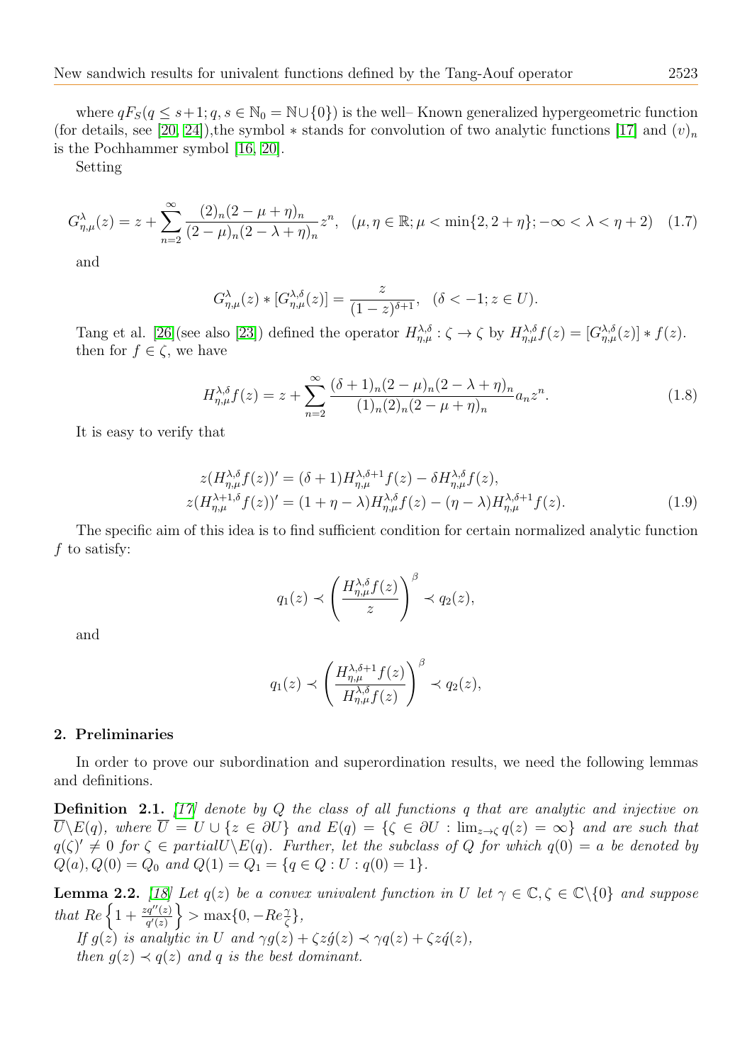where $qF_S(q \leq s+1; q, s \in \mathbb{N}_0 = \mathbb{N} \cup \{0\})$ is the well– Known generalized hypergeometric function (for details, see [20, 24]),the symbol $*$ stands for convolution of two analytic functions [17] and $(v)_n$ is the Pochhammer symbol [16, 20].

Setting

$$G^{\lambda}_{\eta,\mu}(z) = z + \sum_{n=2}^{\infty} \frac{(2)_n(2-\mu+\eta)_n}{(2-\mu)_n(2-\lambda+\eta)_n} z^n, \quad (\mu, \eta \in \mathbb{R}; \mu < \min\{2, 2+\eta\}; -\infty < \lambda < \eta+2) \quad (1.7)$$

and

$$G^{\lambda}_{\eta,\mu}(z) * [G^{\lambda,\delta}_{\eta,\mu}(z)] = \frac{z}{(1-z)^{\delta+1}}, \quad (\delta < -1; z \in U).$$

Tang et al. [26](see also [23]) defined the operator $H^{\lambda,\delta}_{\eta,\mu} : \zeta \to \zeta$ by $H^{\lambda,\delta}_{\eta,\mu} f(z) = [G^{\lambda,\delta}_{\eta,\mu}(z)] * f(z)$. then for $f \in \zeta$, we have

$$H^{\lambda,\delta}_{\eta,\mu} f(z) = z + \sum_{n=2}^{\infty} \frac{(\delta+1)_n(2-\mu)_n(2-\lambda+\eta)_n}{(1)_n(2)_n(2-\mu+\eta)_n} a_n z^n. \quad (1.8)$$

It is easy to verify that

$$\begin{aligned} z(H^{\lambda,\delta}_{\eta,\mu} f(z))' &= (\delta+1) H^{\lambda,\delta+1}_{\eta,\mu} f(z) - \delta H^{\lambda,\delta}_{\eta,\mu} f(z), \\ z(H^{\lambda+1,\delta}_{\eta,\mu} f(z))' &= (1+\eta-\lambda) H^{\lambda,\delta}_{\eta,\mu} f(z) - (\eta-\lambda) H^{\lambda,\delta+1}_{\eta,\mu} f(z). \end{aligned} \quad (1.9)$$

The specific aim of this idea is to find sufficient condition for certain normalized analytic function $f$ to satisfy:

$$q_1(z) \prec \left( \frac{H^{\lambda,\delta}_{\eta,\mu} f(z)}{z} \right)^{\beta} \prec q_2(z),$$

and

$$q_1(z) \prec \left( \frac{H^{\lambda,\delta+1}_{\eta,\mu} f(z)}{H^{\lambda,\delta}_{\eta,\mu} f(z)} \right)^{\beta} \prec q_2(z),$$

## 2. Preliminaries

In order to prove our subordination and superordination results, we need the following lemmas and definitions.

**Definition 2.1.** *[17] denote by $Q$ the class of all functions $q$ that are analytic and injective on $\overline{U} \backslash E(q)$, where $\overline{U} = U \cup \{z \in \partial U\}$ and $E(q) = \{\zeta \in \partial U : \lim_{z \to \zeta} q(z) = \infty\}$ and are such that $q(\zeta)' \neq 0$ for $\zeta \in partialU \backslash E(q)$. Further, let the subclass of $Q$ for which $q(0) = a$ be denoted by $Q(a), Q(0) = Q_0$ and $Q(1) = Q_1 = \{q \in Q : U : q(0) = 1\}$.*

**Lemma 2.2.** *[18] Let $q(z)$ be a convex univalent function in $U$ let $\gamma \in \mathbb{C}, \zeta \in \mathbb{C} \backslash \{0\}$ and suppose that $Re\left\{1 + \frac{zq''(z)}{q'(z)}\right\} > \max\{0, -Re\frac{\gamma}{\zeta}\}$,*

*If $g(z)$ is analytic in $U$ and $\gamma g(z) + \zeta z\acute{g}(z) \prec \gamma q(z) + \zeta z\acute{q}(z)$,*

*then $g(z) \prec q(z)$ and $q$ is the best dominant.*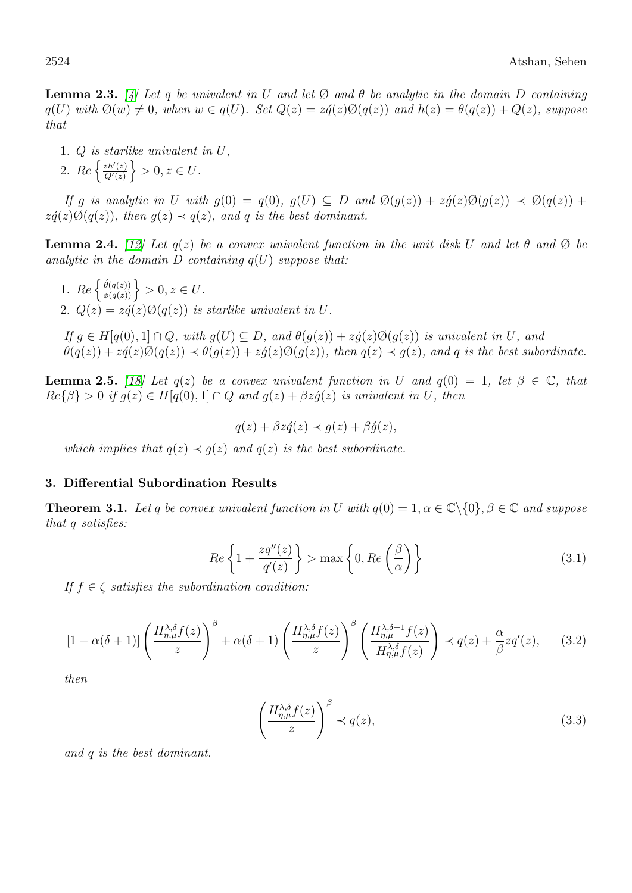**Lemma 2.3.** [4] *Let $q$ be univalent in $U$ and let $\emptyset$ and $\theta$ be analytic in the domain $D$ containing $q(U)$ with $\emptyset(w) \neq 0$, when $w \in q(U)$. Set $Q(z) = z\acute{q}(z)\emptyset(q(z))$ and $h(z) = \theta(q(z)) + Q(z)$, suppose that*

1. *$Q$ is starlike univalent in $U$,*
2. *$Re\left\{\frac{zh'(z)}{Q'(z)}\right\} > 0, z \in U$.*

*If $g$ is analytic in $U$ with $g(0) = q(0)$, $g(U) \subseteq D$ and $\emptyset(g(z)) + z\acute{g}(z)\emptyset(g(z)) \prec \emptyset(q(z)) + z\acute{q}(z)\emptyset(q(z))$, then $g(z) \prec q(z)$, and $q$ is the best dominant.*

**Lemma 2.4.** [12] *Let $q(z)$ be a convex univalent function in the unit disk $U$ and let $\theta$ and $\emptyset$ be analytic in the domain $D$ containing $q(U)$ suppose that:*

1. *$Re\left\{\frac{\acute{\theta}(q(z))}{\phi(q(z))}\right\} > 0, z \in U$.*
2. *$Q(z) = z\acute{q}(z)\emptyset(q(z))$ is starlike univalent in $U$.*

*If $g \in H[q(0), 1] \cap Q$, with $g(U) \subseteq D$, and $\theta(g(z)) + z\acute{g}(z)\emptyset(g(z))$ is univalent in $U$, and $\theta(q(z)) + z\acute{q}(z)\emptyset(q(z)) \prec \theta(g(z)) + z\acute{g}(z)\emptyset(g(z))$, then $q(z) \prec g(z)$, and $q$ is the best subordinate.*

**Lemma 2.5.** [18] *Let $q(z)$ be a convex univalent function in $U$ and $q(0) = 1$, let $\beta \in \mathbb{C}$, that $Re\{\beta\} > 0$ if $g(z) \in H[q(0), 1] \cap Q$ and $g(z) + \beta z\acute{g}(z)$ is univalent in $U$, then*

$$q(z) + \beta z\acute{q}(z) \prec g(z) + \beta\acute{g}(z),$$

*which implies that $q(z) \prec g(z)$ and $q(z)$ is the best subordinate.*

## 3. Differential Subordination Results

**Theorem 3.1.** *Let $q$ be convex univalent function in $U$ with $q(0) = 1, \alpha \in \mathbb{C}\backslash\{0\}, \beta \in \mathbb{C}$ and suppose that $q$ satisfies:*

$$Re\left\{1 + \frac{zq''(z)}{q'(z)}\right\} > \max\left\{0, Re\left(\frac{\beta}{\alpha}\right)\right\} \tag{3.1}$$

*If $f \in \zeta$ satisfies the subordination condition:*

$$[1 - \alpha(\delta + 1)]\left(\frac{H^{\lambda,\delta}_{\eta,\mu}f(z)}{z}\right)^{\beta} + \alpha(\delta + 1)\left(\frac{H^{\lambda,\delta}_{\eta,\mu}f(z)}{z}\right)^{\beta}\left(\frac{H^{\lambda,\delta+1}_{\eta,\mu}f(z)}{H^{\lambda,\delta}_{\eta,\mu}f(z)}\right) \prec q(z) + \frac{\alpha}{\beta}zq'(z), \tag{3.2}$$

*then*

$$\left(\frac{H^{\lambda,\delta}_{\eta,\mu}f(z)}{z}\right)^{\beta} \prec q(z), \tag{3.3}$$

*and $q$ is the best dominant.*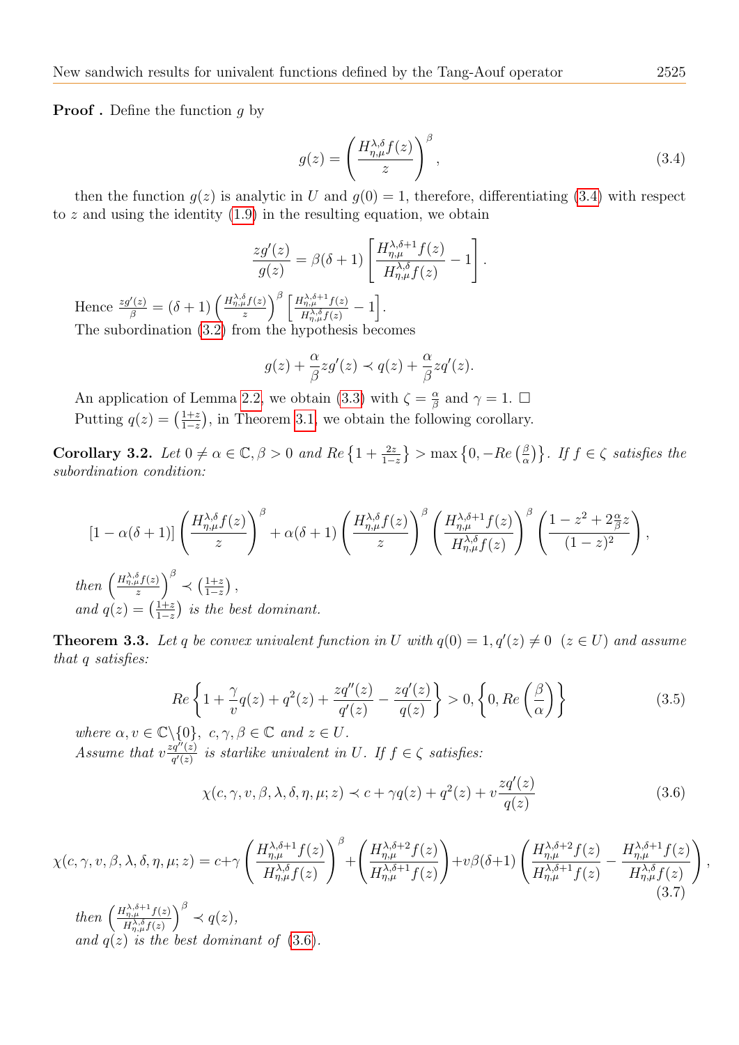**Proof .** Define the function $g$ by

$$g(z)=\left(\frac{H^{\lambda,\delta}_{\eta,\mu}f(z)}{z}\right)^{\beta}, \tag{3.4}$$

then the function $g(z)$ is analytic in $U$ and $g(0)=1$, therefore, differentiating (3.4) with respect to $z$ and using the identity (1.9) in the resulting equation, we obtain

$$\frac{zg'(z)}{g(z)}=\beta(\delta+1)\left[\frac{H^{\lambda,\delta+1}_{\eta,\mu}f(z)}{H^{\lambda,\delta}_{\eta,\mu}f(z)}-1\right].$$

Hence $\frac{zg'(z)}{\beta}=(\delta+1)\left(\frac{H^{\lambda,\delta}_{\eta,\mu}f(z)}{z}\right)^{\beta}\left[\frac{H^{\lambda,\delta+1}_{\eta,\mu}f(z)}{H^{\lambda,\delta}_{\eta,\mu}f(z)}-1\right]$.

The subordination (3.2) from the hypothesis becomes

$$g(z)+\frac{\alpha}{\beta}zg'(z)\prec q(z)+\frac{\alpha}{\beta}zq'(z).$$

An application of Lemma 2.2, we obtain (3.3) with $\zeta=\frac{\alpha}{\beta}$ and $\gamma=1$. $\square$

Putting $q(z)=\left(\frac{1+z}{1-z}\right)$, in Theorem 3.1, we obtain the following corollary.

**Corollary 3.2.** *Let $0\neq\alpha\in\mathbb{C},\beta>0$ and $Re\left\{1+\frac{2z}{1-z}\right\}>\max\left\{0,-Re\left(\frac{\beta}{\alpha}\right)\right\}$. If $f\in\zeta$ satisfies the subordination condition:*

$$[1-\alpha(\delta+1)]\left(\frac{H^{\lambda,\delta}_{\eta,\mu}f(z)}{z}\right)^{\beta}+\alpha(\delta+1)\left(\frac{H^{\lambda,\delta}_{\eta,\mu}f(z)}{z}\right)^{\beta}\left(\frac{H^{\lambda,\delta+1}_{\eta,\mu}f(z)}{H^{\lambda,\delta}_{\eta,\mu}f(z)}\right)^{\beta}\left(\frac{1-z^2+2\frac{\alpha}{\beta}z}{(1-z)^2}\right),$$

*then* $\left(\frac{H^{\lambda,\delta}_{\eta,\mu}f(z)}{z}\right)^{\beta}\prec\left(\frac{1+z}{1-z}\right)$,
*and* $q(z)=\left(\frac{1+z}{1-z}\right)$ *is the best dominant.*

**Theorem 3.3.** *Let $q$ be convex univalent function in $U$ with $q(0)=1, q'(z)\neq 0\ \ (z\in U)$ and assume that $q$ satisfies:*

$$Re\left\{1+\frac{\gamma}{v}q(z)+q^2(z)+\frac{zq''(z)}{q'(z)}-\frac{zq'(z)}{q(z)}\right\}>0,\left\{0,Re\left(\frac{\beta}{\alpha}\right)\right\} \tag{3.5}$$

*where $\alpha,v\in\mathbb{C}\backslash\{0\},\ c,\gamma,\beta\in\mathbb{C}$ and $z\in U$.*
*Assume that $v\frac{zq''(z)}{q'(z)}$ is starlike univalent in $U$. If $f\in\zeta$ satisfies:*

$$\chi(c,\gamma,v,\beta,\lambda,\delta,\eta,\mu;z)\prec c+\gamma q(z)+q^2(z)+v\frac{zq'(z)}{q(z)} \tag{3.6}$$

$$\chi(c,\gamma,v,\beta,\lambda,\delta,\eta,\mu;z)=c+\gamma\left(\frac{H^{\lambda,\delta+1}_{\eta,\mu}f(z)}{H^{\lambda,\delta}_{\eta,\mu}f(z)}\right)^{\beta}+\left(\frac{H^{\lambda,\delta+2}_{\eta,\mu}f(z)}{H^{\lambda,\delta+1}_{\eta,\mu}f(z)}\right)+v\beta(\delta+1)\left(\frac{H^{\lambda,\delta+2}_{\eta,\mu}f(z)}{H^{\lambda,\delta+1}_{\eta,\mu}f(z)}-\frac{H^{\lambda,\delta+1}_{\eta,\mu}f(z)}{H^{\lambda,\delta}_{\eta,\mu}f(z)}\right), \tag{3.7}$$

*then* $\left(\frac{H^{\lambda,\delta+1}_{\eta,\mu}f(z)}{H^{\lambda,\delta}_{\eta,\mu}f(z)}\right)^{\beta}\prec q(z)$,
*and $q(z)$ is the best dominant of (3.6).*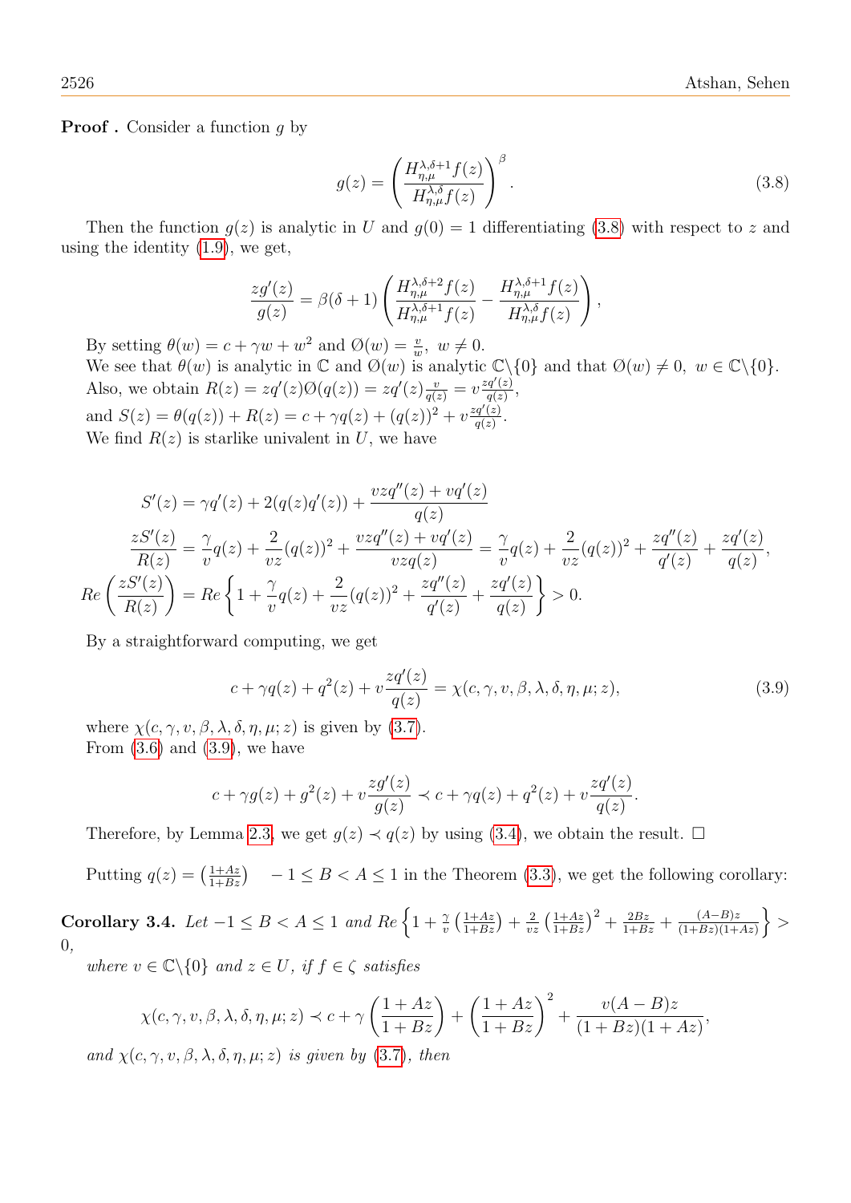**Proof .** Consider a function $g$ by

$$g(z) = \left( \frac{H^{\lambda,\delta+1}_{\eta,\mu} f(z)}{H^{\lambda,\delta}_{\eta,\mu} f(z)} \right)^{\beta}. \tag{3.8}$$

Then the function $g(z)$ is analytic in $U$ and $g(0) = 1$ differentiating (3.8) with respect to $z$ and using the identity (1.9), we get,

$$\frac{zg'(z)}{g(z)} = \beta(\delta + 1) \left( \frac{H^{\lambda,\delta+2}_{\eta,\mu} f(z)}{H^{\lambda,\delta+1}_{\eta,\mu} f(z)} - \frac{H^{\lambda,\delta+1}_{\eta,\mu} f(z)}{H^{\lambda,\delta}_{\eta,\mu} f(z)} \right),$$

By setting $\theta(w) = c + \gamma w + w^2$ and $\emptyset(w) = \frac{v}{w},\ w \neq 0.$

We see that $\theta(w)$ is analytic in $\mathbb{C}$ and $\emptyset(w)$ is analytic $\mathbb{C}\backslash\{0\}$ and that $\emptyset(w) \neq 0,\ w \in \mathbb{C}\backslash\{0\}$.

Also, we obtain $R(z) = zq'(z)\emptyset(q(z)) = zq'(z)\frac{v}{q(z)} = v\frac{zq'(z)}{q(z)}$,

and $S(z) = \theta(q(z)) + R(z) = c + \gamma q(z) + (q(z))^2 + v\frac{zq'(z)}{q(z)}$.

We find $R(z)$ is starlike univalent in $U$, we have

$$S'(z) = \gamma q'(z) + 2(q(z)q'(z)) + \frac{vzq''(z) + vq'(z)}{q(z)}$$

$$\frac{zS'(z)}{R(z)} = \frac{\gamma}{v}q(z) + \frac{2}{vz}(q(z))^2 + \frac{vzq''(z) + vq'(z)}{vzq(z)} = \frac{\gamma}{v}q(z) + \frac{2}{vz}(q(z))^2 + \frac{zq''(z)}{q'(z)} + \frac{zq'(z)}{q(z)},$$

$$Re\left(\frac{zS'(z)}{R(z)}\right) = Re\left\{1 + \frac{\gamma}{v}q(z) + \frac{2}{vz}(q(z))^2 + \frac{zq''(z)}{q'(z)} + \frac{zq'(z)}{q(z)}\right\} > 0.$$

By a straightforward computing, we get

$$c + \gamma q(z) + q^2(z) + v\frac{zq'(z)}{q(z)} = \chi(c, \gamma, v, \beta, \lambda, \delta, \eta, \mu; z), \tag{3.9}$$

where $\chi(c, \gamma, v, \beta, \lambda, \delta, \eta, \mu; z)$ is given by (3.7).

From (3.6) and (3.9), we have

$$c + \gamma g(z) + g^2(z) + v\frac{zg'(z)}{g(z)} \prec c + \gamma q(z) + q^2(z) + v\frac{zq'(z)}{q(z)}.$$

Therefore, by Lemma 2.3, we get $g(z) \prec q(z)$ by using (3.4), we obtain the result. $\square$

Putting $q(z) = \left(\frac{1+Az}{1+Bz}\right) \quad -1 \leq B < A \leq 1$ in the Theorem (3.3), we get the following corollary:

**Corollary 3.4.** *Let $-1 \leq B < A \leq 1$ and $Re\left\{1 + \frac{\gamma}{v}\left(\frac{1+Az}{1+Bz}\right) + \frac{2}{vz}\left(\frac{1+Az}{1+Bz}\right)^2 + \frac{2Bz}{1+Bz} + \frac{(A-B)z}{(1+Bz)(1+Az)}\right\} > 0$,*

*where $v \in \mathbb{C}\backslash\{0\}$ and $z \in U$, if $f \in \zeta$ satisfies*

$$\chi(c, \gamma, v, \beta, \lambda, \delta, \eta, \mu; z) \prec c + \gamma\left(\frac{1+Az}{1+Bz}\right) + \left(\frac{1+Az}{1+Bz}\right)^2 + \frac{v(A-B)z}{(1+Bz)(1+Az)},$$

*and $\chi(c, \gamma, v, \beta, \lambda, \delta, \eta, \mu; z)$ is given by (3.7), then*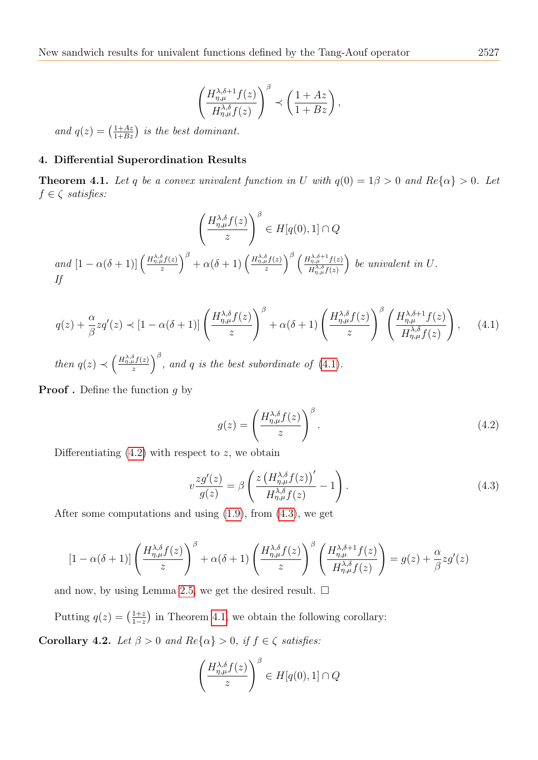$$\left(\frac{H_{\eta,\mu}^{\lambda,\delta+1}f(z)}{H_{\eta,\mu}^{\lambda,\delta}f(z)}\right)^{\beta} \prec \left(\frac{1+Az}{1+Bz}\right),$$

*and* $q(z) = \left(\frac{1+Az}{1+Bz}\right)$ *is the best dominant.*

## 4. Differential Superordination Results

**Theorem 4.1.** *Let $q$ be a convex univalent function in $U$ with $q(0) = 1\beta > 0$ and $Re\{\alpha\} > 0$. Let $f \in \zeta$ satisfies:*

$$\left(\frac{H_{\eta,\mu}^{\lambda,\delta}f(z)}{z}\right)^{\beta} \in H[q(0), 1] \cap Q$$

*and* $[1-\alpha(\delta+1)]\left(\frac{H_{\eta,\mu}^{\lambda,\delta}f(z)}{z}\right)^{\beta} + \alpha(\delta+1)\left(\frac{H_{\eta,\mu}^{\lambda,\delta}f(z)}{z}\right)^{\beta}\left(\frac{H_{\eta,\mu}^{\lambda,\delta+1}f(z)}{H_{\eta,\mu}^{\lambda,\delta}f(z)}\right)$ *be univalent in $U$.*
*If*

$$q(z) + \frac{\alpha}{\beta}zq'(z) \prec [1-\alpha(\delta+1)]\left(\frac{H_{\eta,\mu}^{\lambda,\delta}f(z)}{z}\right)^{\beta} + \alpha(\delta+1)\left(\frac{H_{\eta,\mu}^{\lambda,\delta}f(z)}{z}\right)^{\beta}\left(\frac{H_{\eta,\mu}^{\lambda,\delta+1}f(z)}{H_{\eta,\mu}^{\lambda,\delta}f(z)}\right), \tag{4.1}$$

*then* $q(z) \prec \left(\frac{H_{\eta,\mu}^{\lambda,\delta}f(z)}{z}\right)^{\beta}$*, and $q$ is the best subordinate of* (4.1).

**Proof .** Define the function $g$ by

$$g(z) = \left(\frac{H_{\eta,\mu}^{\lambda,\delta}f(z)}{z}\right)^{\beta}. \tag{4.2}$$

Differentiating (4.2) with respect to $z$, we obtain

$$v\frac{zg'(z)}{g(z)} = \beta\left(\frac{z\left(H_{\eta,\mu}^{\lambda,\delta}f(z)\right)'}{H_{\eta,\mu}^{\lambda,\delta}f(z)} - 1\right). \tag{4.3}$$

After some computations and using (1.9), from (4.3), we get

$$[1-\alpha(\delta+1)]\left(\frac{H_{\eta,\mu}^{\lambda,\delta}f(z)}{z}\right)^{\beta} + \alpha(\delta+1)\left(\frac{H_{\eta,\mu}^{\lambda,\delta}f(z)}{z}\right)^{\beta}\left(\frac{H_{\eta,\mu}^{\lambda,\delta+1}f(z)}{H_{\eta,\mu}^{\lambda,\delta}f(z)}\right) = g(z) + \frac{\alpha}{\beta}zg'(z)$$

and now, by using Lemma 2.5, we get the desired result. □

Putting $q(z) = \left(\frac{1+z}{1-z}\right)$ in Theorem 4.1, we obtain the following corollary:

**Corollary 4.2.** *Let $\beta > 0$ and $Re\{\alpha\} > 0$, if $f \in \zeta$ satisfies:*

$$\left(\frac{H_{\eta,\mu}^{\lambda,\delta}f(z)}{z}\right)^{\beta} \in H[q(0), 1] \cap Q$$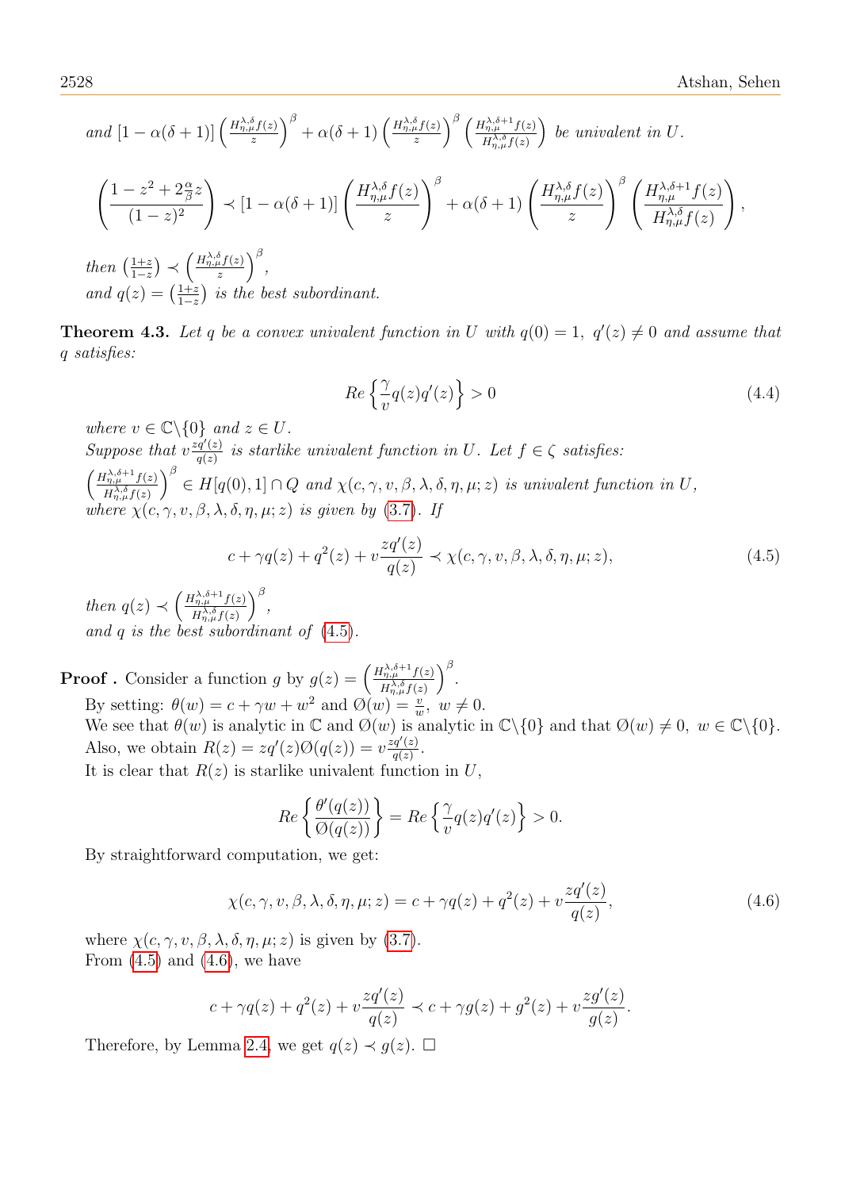*and* $[1-\alpha(\delta+1)]\left(\frac{H^{\lambda,\delta}_{\eta,\mu}f(z)}{z}\right)^{\beta}+\alpha(\delta+1)\left(\frac{H^{\lambda,\delta}_{\eta,\mu}f(z)}{z}\right)^{\beta}\left(\frac{H^{\lambda,\delta+1}_{\eta,\mu}f(z)}{H^{\lambda,\delta}_{\eta,\mu}f(z)}\right)$ *be univalent in* $U$.

$$\left(\frac{1-z^2+2\frac{\alpha}{\beta}z}{(1-z)^2}\right)\prec[1-\alpha(\delta+1)]\left(\frac{H^{\lambda,\delta}_{\eta,\mu}f(z)}{z}\right)^{\beta}+\alpha(\delta+1)\left(\frac{H^{\lambda,\delta}_{\eta,\mu}f(z)}{z}\right)^{\beta}\left(\frac{H^{\lambda,\delta+1}_{\eta,\mu}f(z)}{H^{\lambda,\delta}_{\eta,\mu}f(z)}\right),$$

*then* $\left(\frac{1+z}{1-z}\right)\prec\left(\frac{H^{\lambda,\delta}_{\eta,\mu}f(z)}{z}\right)^{\beta}$,
*and* $q(z)=\left(\frac{1+z}{1-z}\right)$ *is the best subordinant.*

**Theorem 4.3.** *Let* $q$ *be a convex univalent function in* $U$ *with* $q(0)=1,\ q'(z)\neq 0$ *and assume that* $q$ *satisfies:*

$$Re\left\{\frac{\gamma}{v}q(z)q'(z)\right\}>0 \tag{4.4}$$

*where* $v\in\mathbb{C}\backslash\{0\}$ *and* $z\in U$.
*Suppose that* $v\frac{zq'(z)}{q(z)}$ *is starlike univalent function in* $U$. *Let* $f\in\zeta$ *satisfies:*
$\left(\frac{H^{\lambda,\delta+1}_{\eta,\mu}f(z)}{H^{\lambda,\delta}_{\eta,\mu}f(z)}\right)^{\beta}\in H[q(0),1]\cap Q$ *and* $\chi(c,\gamma,v,\beta,\lambda,\delta,\eta,\mu;z)$ *is univalent function in* $U$,
*where* $\chi(c,\gamma,v,\beta,\lambda,\delta,\eta,\mu;z)$ *is given by* (3.7). *If*

$$c+\gamma q(z)+q^2(z)+v\frac{zq'(z)}{q(z)}\prec\chi(c,\gamma,v,\beta,\lambda,\delta,\eta,\mu;z), \tag{4.5}$$

*then* $q(z)\prec\left(\frac{H^{\lambda,\delta+1}_{\eta,\mu}f(z)}{H^{\lambda,\delta}_{\eta,\mu}f(z)}\right)^{\beta}$,
*and* $q$ *is the best subordinant of* (4.5).

**Proof .** Consider a function $g$ by $g(z)=\left(\frac{H^{\lambda,\delta+1}_{\eta,\mu}f(z)}{H^{\lambda,\delta}_{\eta,\mu}f(z)}\right)^{\beta}$.
By setting: $\theta(w)=c+\gamma w+w^2$ and $\text{Ø}(w)=\frac{v}{w},\ w\neq 0$.
We see that $\theta(w)$ is analytic in $\mathbb{C}$ and $\text{Ø}(w)$ is analytic in $\mathbb{C}\backslash\{0\}$ and that $\text{Ø}(w)\neq 0,\ w\in\mathbb{C}\backslash\{0\}$.
Also, we obtain $R(z)=zq'(z)\text{Ø}(q(z))=v\frac{zq'(z)}{q(z)}$.
It is clear that $R(z)$ is starlike univalent function in $U$,

$$Re\left\{\frac{\theta'(q(z))}{\text{Ø}(q(z))}\right\}=Re\left\{\frac{\gamma}{v}q(z)q'(z)\right\}>0.$$

By straightforward computation, we get:

$$\chi(c,\gamma,v,\beta,\lambda,\delta,\eta,\mu;z)=c+\gamma q(z)+q^2(z)+v\frac{zq'(z)}{q(z)}, \tag{4.6}$$

where $\chi(c,\gamma,v,\beta,\lambda,\delta,\eta,\mu;z)$ is given by (3.7).
From (4.5) and (4.6), we have

$$c+\gamma q(z)+q^2(z)+v\frac{zq'(z)}{q(z)}\prec c+\gamma g(z)+g^2(z)+v\frac{zg'(z)}{g(z)}.$$

Therefore, by Lemma 2.4, we get $q(z)\prec g(z)$. □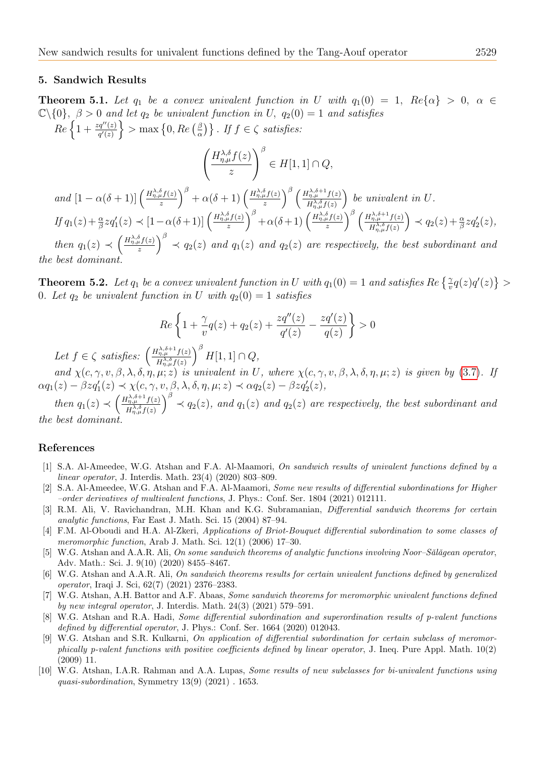## 5. Sandwich Results

**Theorem 5.1.** *Let $q_1$ be a convex univalent function in $U$ with $q_1(0) = 1$, $Re\{\alpha\} > 0$, $\alpha \in \mathbb{C}\backslash\{0\}$, $\beta > 0$ and let $q_2$ be univalent function in $U$, $q_2(0) = 1$ and satisfies*
$Re\left\{1 + \frac{zq''(z)}{q'(z)}\right\} > \max\left\{0, Re\left(\frac{\beta}{\alpha}\right)\right\}$. *If $f \in \zeta$ satisfies:*

$$\left(\frac{H^{\lambda,\delta}_{\eta,\mu}f(z)}{z}\right)^{\beta} \in H[1,1] \cap Q,$$

*and* $[1 - \alpha(\delta + 1)]\left(\frac{H^{\lambda,\delta}_{\eta,\mu}f(z)}{z}\right)^{\beta} + \alpha(\delta + 1)\left(\frac{H^{\lambda,\delta}_{\eta,\mu}f(z)}{z}\right)^{\beta}\left(\frac{H^{\lambda,\delta+1}_{\eta,\mu}f(z)}{H^{\lambda,\delta}_{\eta,\mu}f(z)}\right)$ *be univalent in $U$.*
*If* $q_1(z) + \frac{\alpha}{\beta}zq_1'(z) \prec [1 - \alpha(\delta+1)]\left(\frac{H^{\lambda,\delta}_{\eta,\mu}f(z)}{z}\right)^{\beta} + \alpha(\delta+1)\left(\frac{H^{\lambda,\delta}_{\eta,\mu}f(z)}{z}\right)^{\beta}\left(\frac{H^{\lambda,\delta+1}_{\eta,\mu}f(z)}{H^{\lambda,\delta}_{\eta,\mu}f(z)}\right) \prec q_2(z) + \frac{\alpha}{\beta}zq_2'(z)$,

*then* $q_1(z) \prec \left(\frac{H^{\lambda,\delta}_{\eta,\mu}f(z)}{z}\right)^{\beta} \prec q_2(z)$ *and $q_1(z)$ and $q_2(z)$ are respectively, the best subordinant and the best dominant.*

**Theorem 5.2.** *Let $q_1$ be a convex univalent function in $U$ with $q_1(0) = 1$ and satisfies $Re\left\{\frac{\gamma}{v}q(z)q'(z)\right\} > 0$. Let $q_2$ be univalent function in $U$ with $q_2(0) = 1$ satisfies*

$$Re\left\{1 + \frac{\gamma}{v}q(z) + q_2(z) + \frac{zq''(z)}{q'(z)} - \frac{zq'(z)}{q(z)}\right\} > 0$$

*Let $f \in \zeta$ satisfies:* $\left(\frac{H^{\lambda,\delta+1}_{\eta,\mu}f(z)}{H^{\lambda,\delta}_{\eta,\mu}f(z)}\right)^{\beta} H[1,1] \cap Q$,

*and $\chi(c, \gamma, v, \beta, \lambda, \delta, \eta, \mu; z)$ is univalent in $U$, where $\chi(c, \gamma, v, \beta, \lambda, \delta, \eta, \mu; z)$ is given by (3.7). If* $\alpha q_1(z) - \beta zq_1'(z) \prec \chi(c, \gamma, v, \beta, \lambda, \delta, \eta, \mu; z) \prec \alpha q_2(z) - \beta zq_2'(z)$,

*then* $q_1(z) \prec \left(\frac{H^{\lambda,\delta+1}_{\eta,\mu}f(z)}{H^{\lambda,\delta}_{\eta,\mu}f(z)}\right)^{\beta} \prec q_2(z)$, *and $q_1(z)$ and $q_2(z)$ are respectively, the best subordinant and the best dominant.*

## References

[1] S.A. Al-Ameedee, W.G. Atshan and F.A. Al-Maamori, *On sandwich results of univalent functions defined by a linear operator*, J. Interdis. Math. 23(4) (2020) 803–809.

[2] S.A. Al-Ameedee, W.G. Atshan and F.A. Al-Maamori, *Some new results of differential subordinations for Higher –order derivatives of multivalent functions*, J. Phys.: Conf. Ser. 1804 (2021) 012111.

[3] R.M. Ali, V. Ravichandran, M.H. Khan and K.G. Subramanian, *Differential sandwich theorems for certain analytic functions*, Far East J. Math. Sci. 15 (2004) 87–94.

[4] F.M. Al-Oboudi and H.A. Al-Zkeri, *Applications of Briot-Bouquet differential subordination to some classes of meromorphic function*, Arab J. Math. Sci. 12(1) (2006) 17–30.

[5] W.G. Atshan and A.A.R. Ali, *On some sandwich theorems of analytic functions involving Noor–Sălăgean operator*, Adv. Math.: Sci. J. 9(10) (2020) 8455–8467.

[6] W.G. Atshan and A.A.R. Ali, *On sandwich theorems results for certain univalent functions defined by generalized operator*, Iraqi J. Sci, 62(7) (2021) 2376–2383.

[7] W.G. Atshan, A.H. Battor and A.F. Abaas, *Some sandwich theorems for meromorphic univalent functions defined by new integral operator*, J. Interdis. Math. 24(3) (2021) 579–591.

[8] W.G. Atshan and R.A. Hadi, *Some differential subordination and superordination results of p-valent functions defined by differential operator*, J. Phys.: Conf. Ser. 1664 (2020) 012043.

[9] W.G. Atshan and S.R. Kulkarni, *On application of differential subordination for certain subclass of meromorphically p-valent functions with positive coefficients defined by linear operator*, J. Ineq. Pure Appl. Math. 10(2) (2009) 11.

[10] W.G. Atshan, I.A.R. Rahman and A.A. Lupas, *Some results of new subclasses for bi-univalent functions using quasi-subordination*, Symmetry 13(9) (2021) . 1653.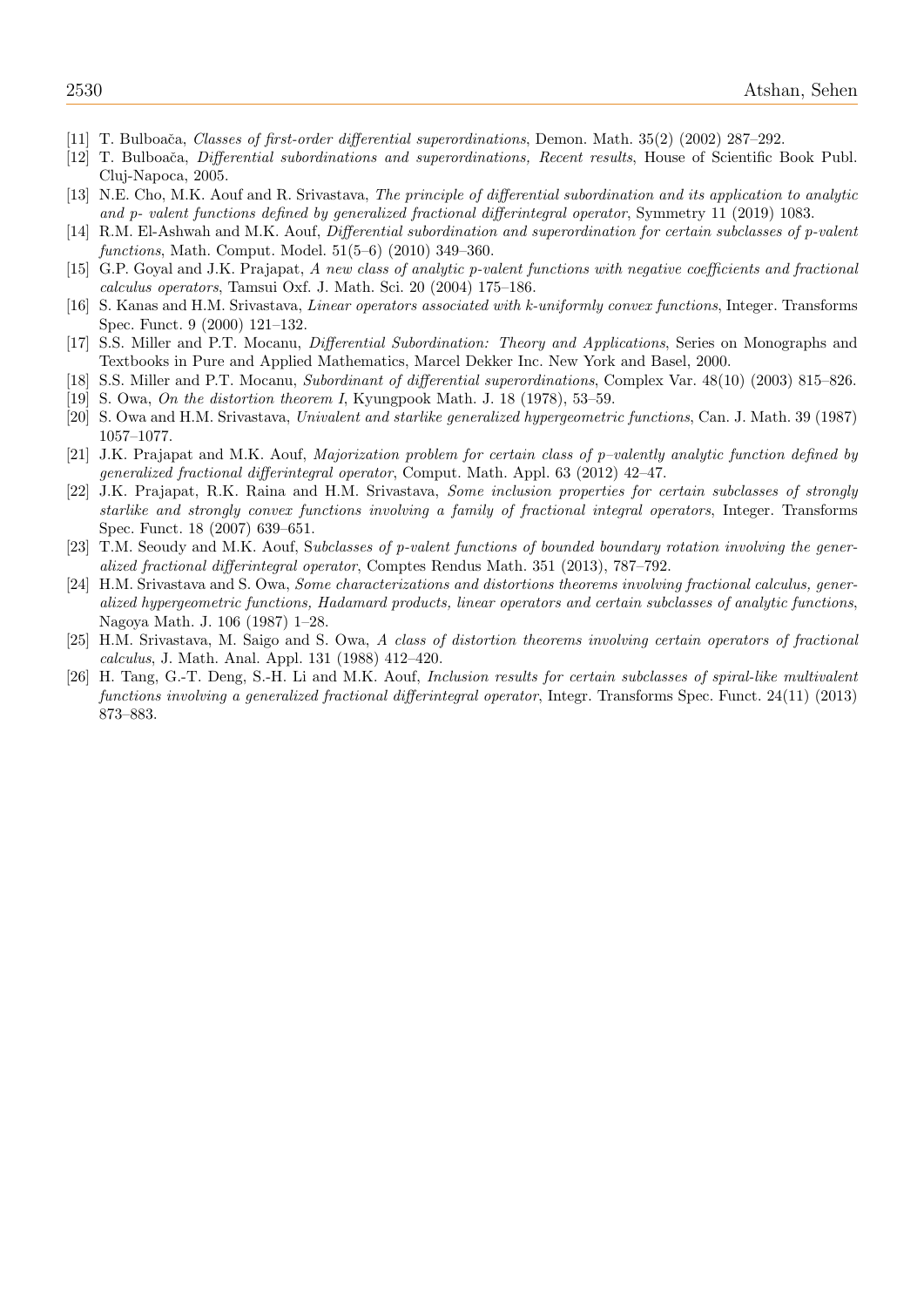[11] T. Bulboacă, *Classes of first-order differential superordinations*, Demon. Math. 35(2) (2002) 287–292.

[12] T. Bulboacă, *Differential subordinations and superordinations, Recent results*, House of Scientific Book Publ. Cluj-Napoca, 2005.

[13] N.E. Cho, M.K. Aouf and R. Srivastava, *The principle of differential subordination and its application to analytic and p- valent functions defined by generalized fractional differintegral operator*, Symmetry 11 (2019) 1083.

[14] R.M. El-Ashwah and M.K. Aouf, *Differential subordination and superordination for certain subclasses of p-valent functions*, Math. Comput. Model. 51(5–6) (2010) 349–360.

[15] G.P. Goyal and J.K. Prajapat, *A new class of analytic p-valent functions with negative coefficients and fractional calculus operators*, Tamsui Oxf. J. Math. Sci. 20 (2004) 175–186.

[16] S. Kanas and H.M. Srivastava, *Linear operators associated with k-uniformly convex functions*, Integer. Transforms Spec. Funct. 9 (2000) 121–132.

[17] S.S. Miller and P.T. Mocanu, *Differential Subordination: Theory and Applications*, Series on Monographs and Textbooks in Pure and Applied Mathematics, Marcel Dekker Inc. New York and Basel, 2000.

[18] S.S. Miller and P.T. Mocanu, *Subordinant of differential superordinations*, Complex Var. 48(10) (2003) 815–826.

[19] S. Owa, *On the distortion theorem I*, Kyungpook Math. J. 18 (1978), 53–59.

[20] S. Owa and H.M. Srivastava, *Univalent and starlike generalized hypergeometric functions*, Can. J. Math. 39 (1987) 1057–1077.

[21] J.K. Prajapat and M.K. Aouf, *Majorization problem for certain class of p–valently analytic function defined by generalized fractional differintegral operator*, Comput. Math. Appl. 63 (2012) 42–47.

[22] J.K. Prajapat, R.K. Raina and H.M. Srivastava, *Some inclusion properties for certain subclasses of strongly starlike and strongly convex functions involving a family of fractional integral operators*, Integer. Transforms Spec. Funct. 18 (2007) 639–651.

[23] T.M. Seoudy and M.K. Aouf, S*ubclasses of p-valent functions of bounded boundary rotation involving the generalized fractional differintegral operator*, Comptes Rendus Math. 351 (2013), 787–792.

[24] H.M. Srivastava and S. Owa, *Some characterizations and distortions theorems involving fractional calculus, generalized hypergeometric functions, Hadamard products, linear operators and certain subclasses of analytic functions*, Nagoya Math. J. 106 (1987) 1–28.

[25] H.M. Srivastava, M. Saigo and S. Owa, *A class of distortion theorems involving certain operators of fractional calculus*, J. Math. Anal. Appl. 131 (1988) 412–420.

[26] H. Tang, G.-T. Deng, S.-H. Li and M.K. Aouf, *Inclusion results for certain subclasses of spiral-like multivalent functions involving a generalized fractional differintegral operator*, Integr. Transforms Spec. Funct. 24(11) (2013) 873–883.